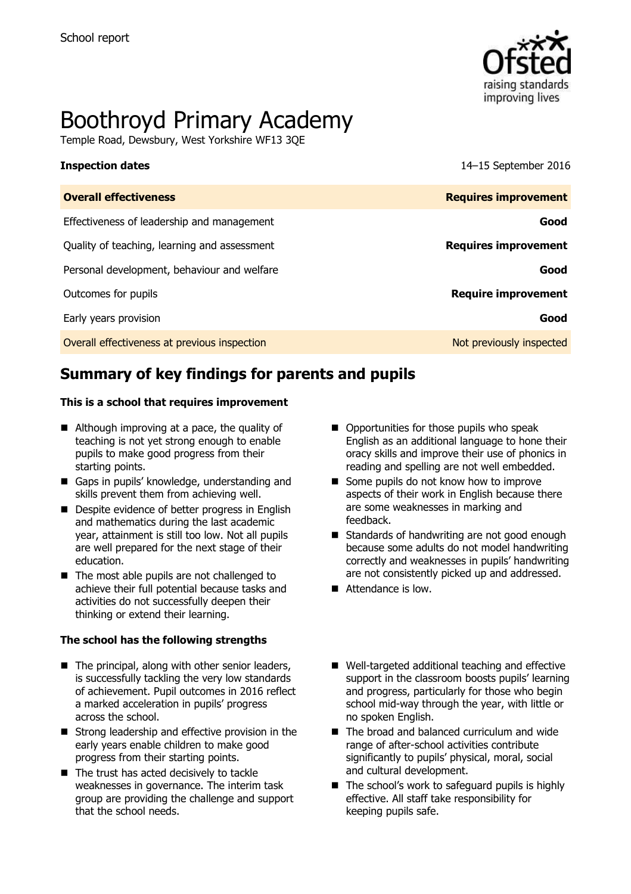School report

# Boothroyd Primary Academy

Temple Road, Dewsbury, West Yorkshire WF13 3QE

**Inspection dates** 14–15 September 2016

| **Overall effectiveness** | **Requires improvement** |
| --- | --- |
| Effectiveness of leadership and management | **Good** |
| Quality of teaching, learning and assessment | **Requires improvement** |
| Personal development, behaviour and welfare | **Good** |
| Outcomes for pupils | **Require improvement** |
| Early years provision | **Good** |
| Overall effectiveness at previous inspection | Not previously inspected |

## Summary of key findings for parents and pupils

**This is a school that requires improvement**

- Although improving at a pace, the quality of teaching is not yet strong enough to enable pupils to make good progress from their starting points.
- Gaps in pupils' knowledge, understanding and skills prevent them from achieving well.
- Despite evidence of better progress in English and mathematics during the last academic year, attainment is still too low. Not all pupils are well prepared for the next stage of their education.
- The most able pupils are not challenged to achieve their full potential because tasks and activities do not successfully deepen their thinking or extend their learning.
- Opportunities for those pupils who speak English as an additional language to hone their oracy skills and improve their use of phonics in reading and spelling are not well embedded.
- Some pupils do not know how to improve aspects of their work in English because there are some weaknesses in marking and feedback.
- Standards of handwriting are not good enough because some adults do not model handwriting correctly and weaknesses in pupils' handwriting are not consistently picked up and addressed.
- Attendance is low.

**The school has the following strengths**

- The principal, along with other senior leaders, is successfully tackling the very low standards of achievement. Pupil outcomes in 2016 reflect a marked acceleration in pupils' progress across the school.
- Strong leadership and effective provision in the early years enable children to make good progress from their starting points.
- The trust has acted decisively to tackle weaknesses in governance. The interim task group are providing the challenge and support that the school needs.
- Well-targeted additional teaching and effective support in the classroom boosts pupils' learning and progress, particularly for those who begin school mid-way through the year, with little or no spoken English.
- The broad and balanced curriculum and wide range of after-school activities contribute significantly to pupils' physical, moral, social and cultural development.
- The school's work to safeguard pupils is highly effective. All staff take responsibility for keeping pupils safe.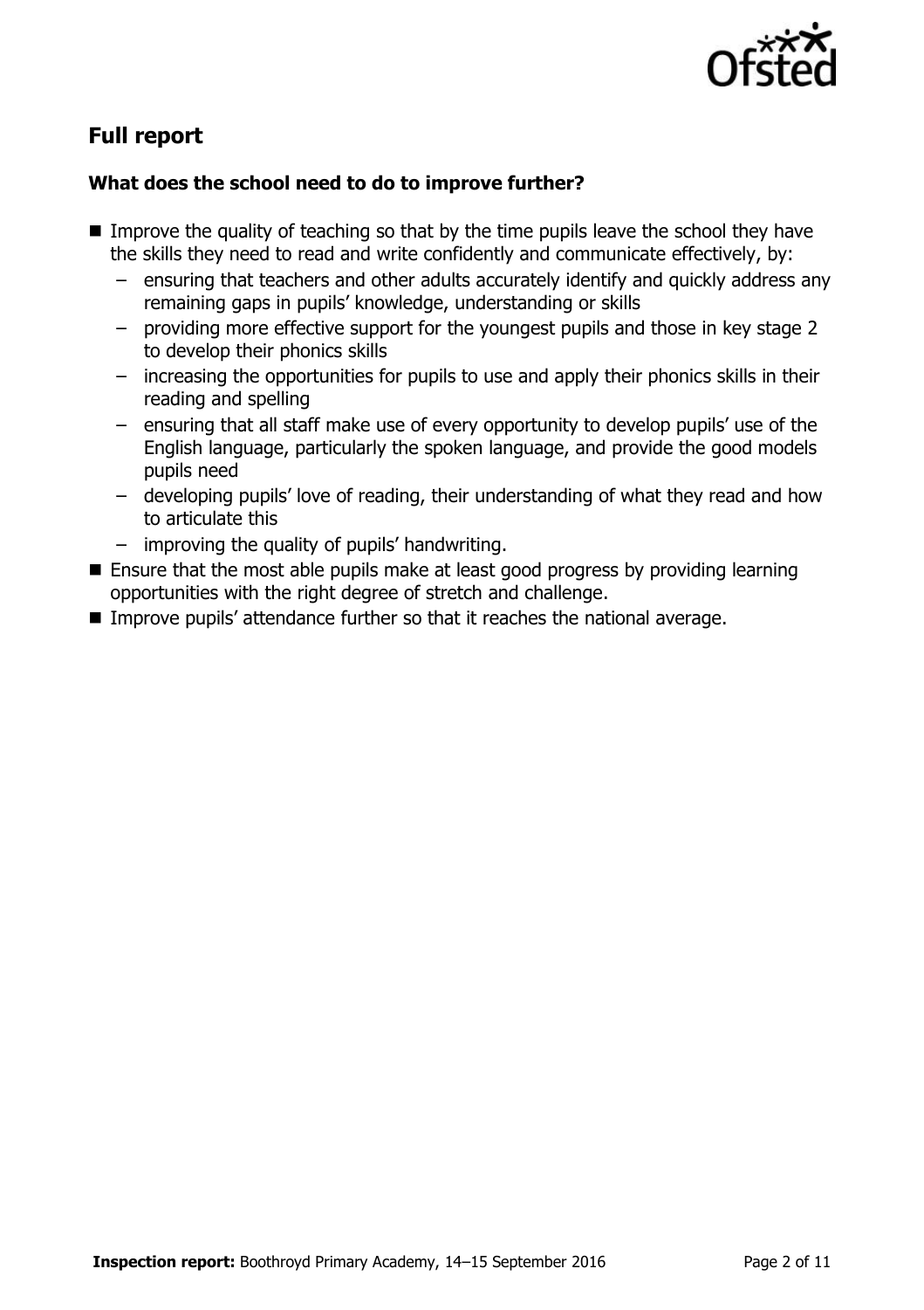## Full report

### What does the school need to do to improve further?

- Improve the quality of teaching so that by the time pupils leave the school they have the skills they need to read and write confidently and communicate effectively, by:
  - ensuring that teachers and other adults accurately identify and quickly address any remaining gaps in pupils' knowledge, understanding or skills
  - providing more effective support for the youngest pupils and those in key stage 2 to develop their phonics skills
  - increasing the opportunities for pupils to use and apply their phonics skills in their reading and spelling
  - ensuring that all staff make use of every opportunity to develop pupils' use of the English language, particularly the spoken language, and provide the good models pupils need
  - developing pupils' love of reading, their understanding of what they read and how to articulate this
  - improving the quality of pupils' handwriting.
- Ensure that the most able pupils make at least good progress by providing learning opportunities with the right degree of stretch and challenge.
- Improve pupils' attendance further so that it reaches the national average.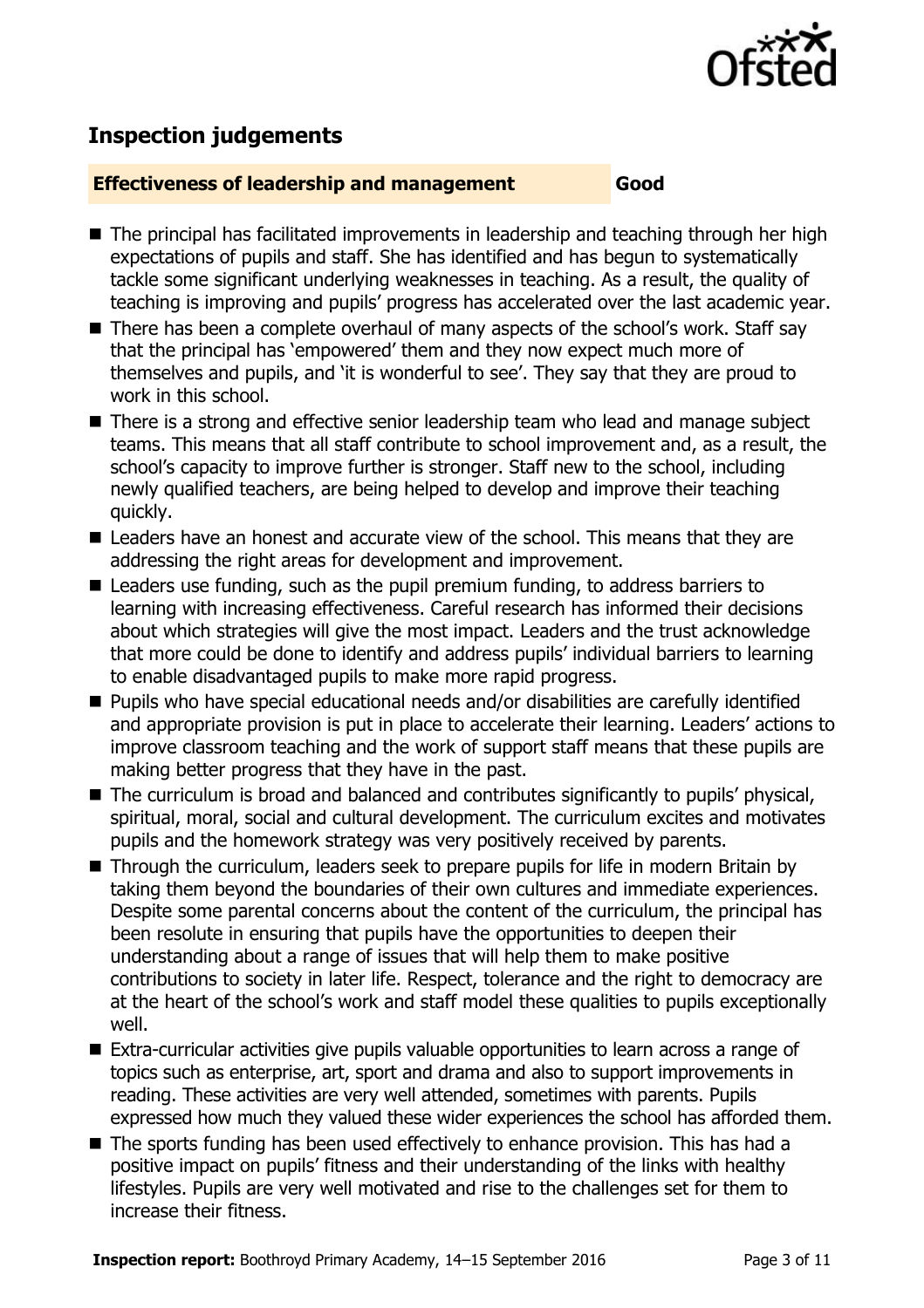## Inspection judgements

**Effectiveness of leadership and management** **Good**

- The principal has facilitated improvements in leadership and teaching through her high expectations of pupils and staff. She has identified and has begun to systematically tackle some significant underlying weaknesses in teaching. As a result, the quality of teaching is improving and pupils' progress has accelerated over the last academic year.
- There has been a complete overhaul of many aspects of the school's work. Staff say that the principal has 'empowered' them and they now expect much more of themselves and pupils, and 'it is wonderful to see'. They say that they are proud to work in this school.
- There is a strong and effective senior leadership team who lead and manage subject teams. This means that all staff contribute to school improvement and, as a result, the school's capacity to improve further is stronger. Staff new to the school, including newly qualified teachers, are being helped to develop and improve their teaching quickly.
- Leaders have an honest and accurate view of the school. This means that they are addressing the right areas for development and improvement.
- Leaders use funding, such as the pupil premium funding, to address barriers to learning with increasing effectiveness. Careful research has informed their decisions about which strategies will give the most impact. Leaders and the trust acknowledge that more could be done to identify and address pupils' individual barriers to learning to enable disadvantaged pupils to make more rapid progress.
- Pupils who have special educational needs and/or disabilities are carefully identified and appropriate provision is put in place to accelerate their learning. Leaders' actions to improve classroom teaching and the work of support staff means that these pupils are making better progress that they have in the past.
- The curriculum is broad and balanced and contributes significantly to pupils' physical, spiritual, moral, social and cultural development. The curriculum excites and motivates pupils and the homework strategy was very positively received by parents.
- Through the curriculum, leaders seek to prepare pupils for life in modern Britain by taking them beyond the boundaries of their own cultures and immediate experiences. Despite some parental concerns about the content of the curriculum, the principal has been resolute in ensuring that pupils have the opportunities to deepen their understanding about a range of issues that will help them to make positive contributions to society in later life. Respect, tolerance and the right to democracy are at the heart of the school's work and staff model these qualities to pupils exceptionally well.
- Extra-curricular activities give pupils valuable opportunities to learn across a range of topics such as enterprise, art, sport and drama and also to support improvements in reading. These activities are very well attended, sometimes with parents. Pupils expressed how much they valued these wider experiences the school has afforded them.
- The sports funding has been used effectively to enhance provision. This has had a positive impact on pupils' fitness and their understanding of the links with healthy lifestyles. Pupils are very well motivated and rise to the challenges set for them to increase their fitness.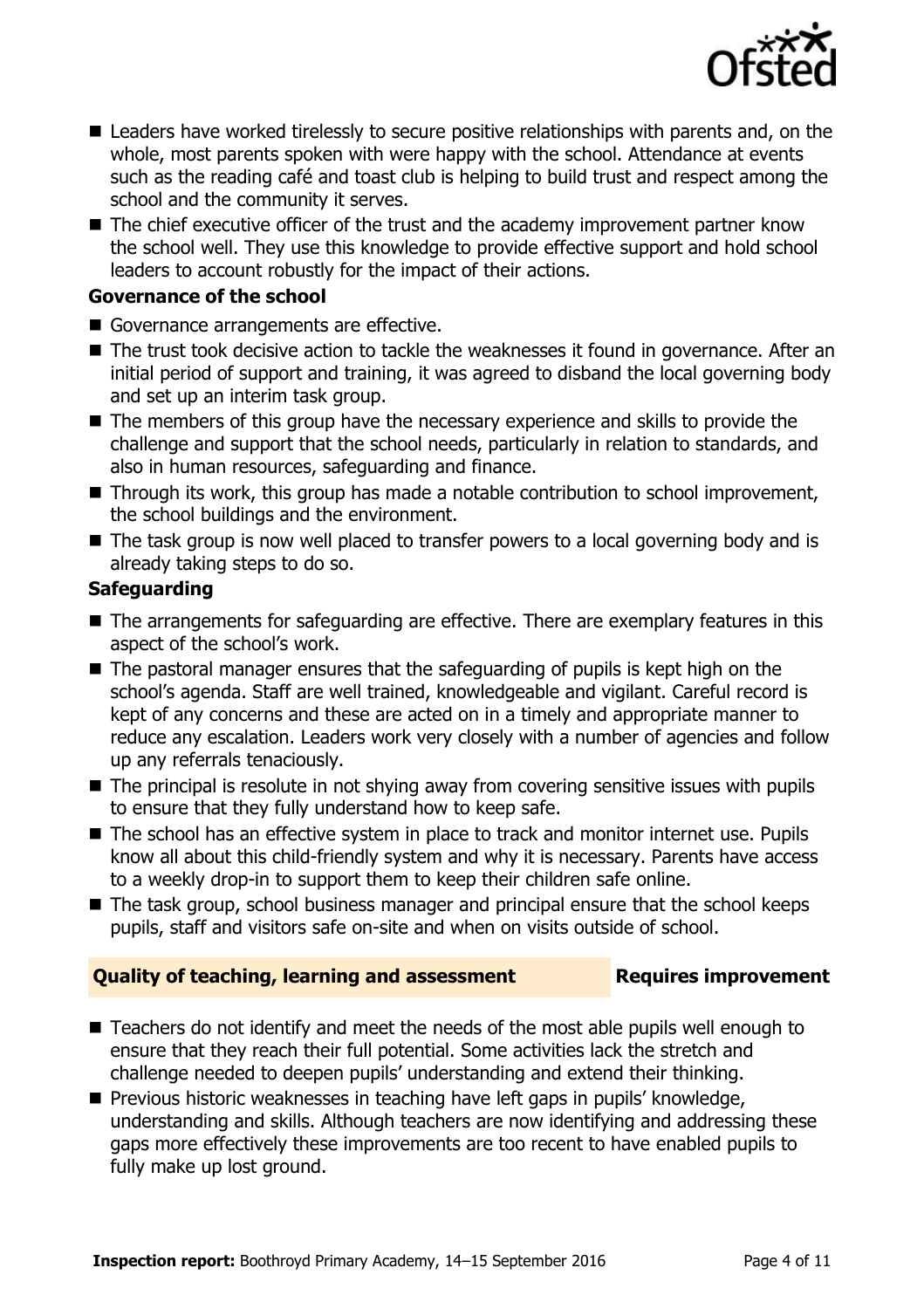- Leaders have worked tirelessly to secure positive relationships with parents and, on the whole, most parents spoken with were happy with the school. Attendance at events such as the reading café and toast club is helping to build trust and respect among the school and the community it serves.
- The chief executive officer of the trust and the academy improvement partner know the school well. They use this knowledge to provide effective support and hold school leaders to account robustly for the impact of their actions.

### Governance of the school

- Governance arrangements are effective.
- The trust took decisive action to tackle the weaknesses it found in governance. After an initial period of support and training, it was agreed to disband the local governing body and set up an interim task group.
- The members of this group have the necessary experience and skills to provide the challenge and support that the school needs, particularly in relation to standards, and also in human resources, safeguarding and finance.
- Through its work, this group has made a notable contribution to school improvement, the school buildings and the environment.
- The task group is now well placed to transfer powers to a local governing body and is already taking steps to do so.

### Safeguarding

- The arrangements for safeguarding are effective. There are exemplary features in this aspect of the school's work.
- The pastoral manager ensures that the safeguarding of pupils is kept high on the school's agenda. Staff are well trained, knowledgeable and vigilant. Careful record is kept of any concerns and these are acted on in a timely and appropriate manner to reduce any escalation. Leaders work very closely with a number of agencies and follow up any referrals tenaciously.
- The principal is resolute in not shying away from covering sensitive issues with pupils to ensure that they fully understand how to keep safe.
- The school has an effective system in place to track and monitor internet use. Pupils know all about this child-friendly system and why it is necessary. Parents have access to a weekly drop-in to support them to keep their children safe online.
- The task group, school business manager and principal ensure that the school keeps pupils, staff and visitors safe on-site and when on visits outside of school.

## Quality of teaching, learning and assessment — Requires improvement

- Teachers do not identify and meet the needs of the most able pupils well enough to ensure that they reach their full potential. Some activities lack the stretch and challenge needed to deepen pupils' understanding and extend their thinking.
- Previous historic weaknesses in teaching have left gaps in pupils' knowledge, understanding and skills. Although teachers are now identifying and addressing these gaps more effectively these improvements are too recent to have enabled pupils to fully make up lost ground.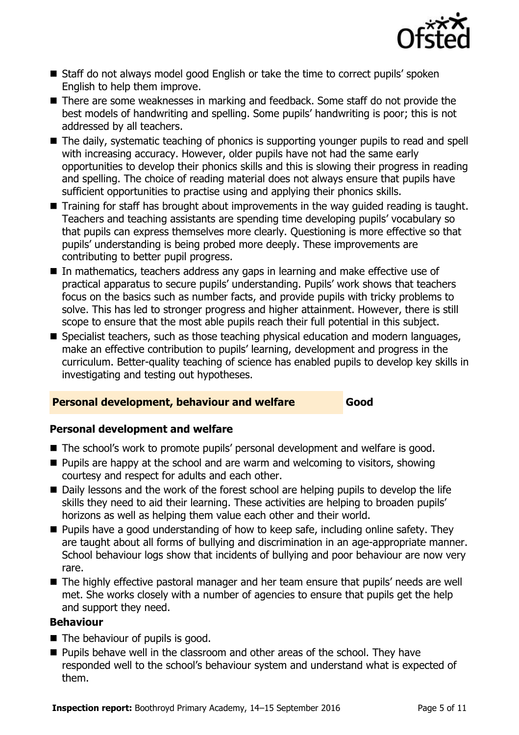- Staff do not always model good English or take the time to correct pupils' spoken English to help them improve.
- There are some weaknesses in marking and feedback. Some staff do not provide the best models of handwriting and spelling. Some pupils' handwriting is poor; this is not addressed by all teachers.
- The daily, systematic teaching of phonics is supporting younger pupils to read and spell with increasing accuracy. However, older pupils have not had the same early opportunities to develop their phonics skills and this is slowing their progress in reading and spelling. The choice of reading material does not always ensure that pupils have sufficient opportunities to practise using and applying their phonics skills.
- Training for staff has brought about improvements in the way guided reading is taught. Teachers and teaching assistants are spending time developing pupils' vocabulary so that pupils can express themselves more clearly. Questioning is more effective so that pupils' understanding is being probed more deeply. These improvements are contributing to better pupil progress.
- In mathematics, teachers address any gaps in learning and make effective use of practical apparatus to secure pupils' understanding. Pupils' work shows that teachers focus on the basics such as number facts, and provide pupils with tricky problems to solve. This has led to stronger progress and higher attainment. However, there is still scope to ensure that the most able pupils reach their full potential in this subject.
- Specialist teachers, such as those teaching physical education and modern languages, make an effective contribution to pupils' learning, development and progress in the curriculum. Better-quality teaching of science has enabled pupils to develop key skills in investigating and testing out hypotheses.

## Personal development, behaviour and welfare — Good

### Personal development and welfare

- The school's work to promote pupils' personal development and welfare is good.
- Pupils are happy at the school and are warm and welcoming to visitors, showing courtesy and respect for adults and each other.
- Daily lessons and the work of the forest school are helping pupils to develop the life skills they need to aid their learning. These activities are helping to broaden pupils' horizons as well as helping them value each other and their world.
- Pupils have a good understanding of how to keep safe, including online safety. They are taught about all forms of bullying and discrimination in an age-appropriate manner. School behaviour logs show that incidents of bullying and poor behaviour are now very rare.
- The highly effective pastoral manager and her team ensure that pupils' needs are well met. She works closely with a number of agencies to ensure that pupils get the help and support they need.

### Behaviour

- The behaviour of pupils is good.
- Pupils behave well in the classroom and other areas of the school. They have responded well to the school's behaviour system and understand what is expected of them.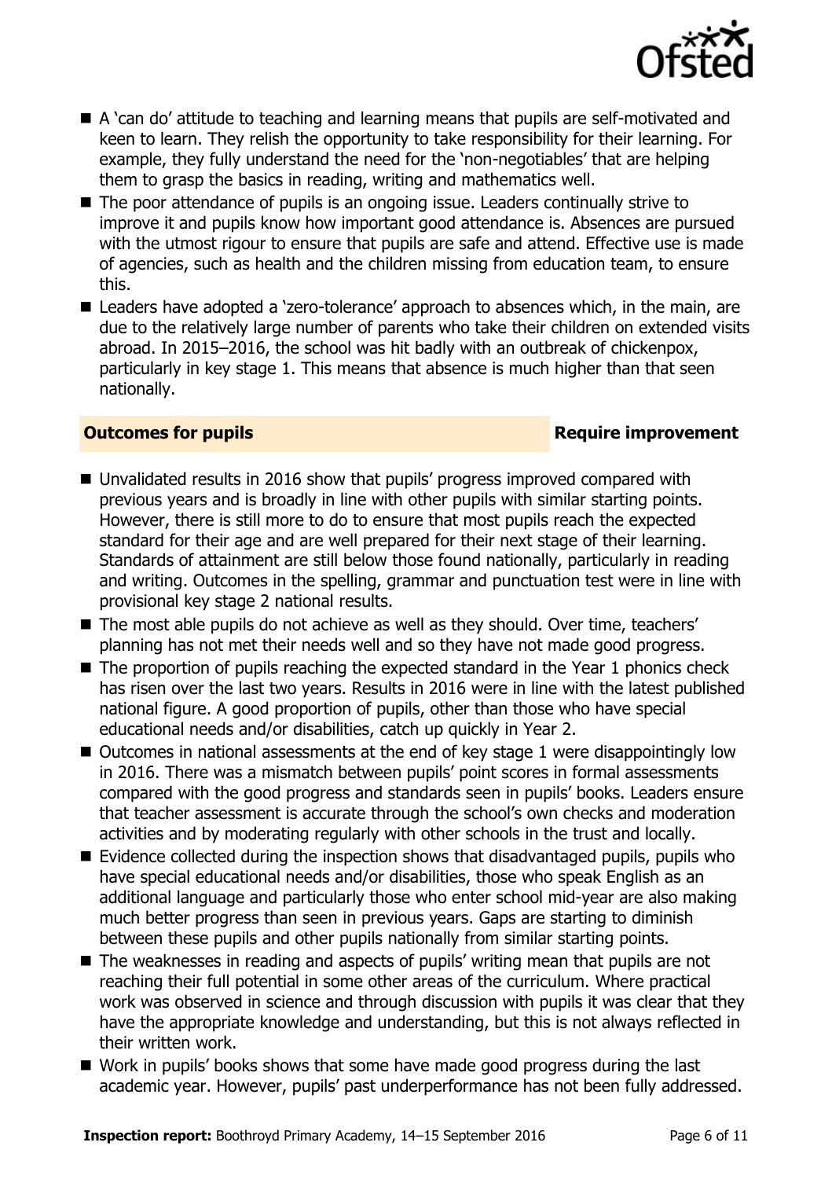- A 'can do' attitude to teaching and learning means that pupils are self-motivated and keen to learn. They relish the opportunity to take responsibility for their learning. For example, they fully understand the need for the 'non-negotiables' that are helping them to grasp the basics in reading, writing and mathematics well.
- The poor attendance of pupils is an ongoing issue. Leaders continually strive to improve it and pupils know how important good attendance is. Absences are pursued with the utmost rigour to ensure that pupils are safe and attend. Effective use is made of agencies, such as health and the children missing from education team, to ensure this.
- Leaders have adopted a 'zero-tolerance' approach to absences which, in the main, are due to the relatively large number of parents who take their children on extended visits abroad. In 2015–2016, the school was hit badly with an outbreak of chickenpox, particularly in key stage 1. This means that absence is much higher than that seen nationally.

## Outcomes for pupils — Require improvement

- Unvalidated results in 2016 show that pupils' progress improved compared with previous years and is broadly in line with other pupils with similar starting points. However, there is still more to do to ensure that most pupils reach the expected standard for their age and are well prepared for their next stage of their learning. Standards of attainment are still below those found nationally, particularly in reading and writing. Outcomes in the spelling, grammar and punctuation test were in line with provisional key stage 2 national results.
- The most able pupils do not achieve as well as they should. Over time, teachers' planning has not met their needs well and so they have not made good progress.
- The proportion of pupils reaching the expected standard in the Year 1 phonics check has risen over the last two years. Results in 2016 were in line with the latest published national figure. A good proportion of pupils, other than those who have special educational needs and/or disabilities, catch up quickly in Year 2.
- Outcomes in national assessments at the end of key stage 1 were disappointingly low in 2016. There was a mismatch between pupils' point scores in formal assessments compared with the good progress and standards seen in pupils' books. Leaders ensure that teacher assessment is accurate through the school's own checks and moderation activities and by moderating regularly with other schools in the trust and locally.
- Evidence collected during the inspection shows that disadvantaged pupils, pupils who have special educational needs and/or disabilities, those who speak English as an additional language and particularly those who enter school mid-year are also making much better progress than seen in previous years. Gaps are starting to diminish between these pupils and other pupils nationally from similar starting points.
- The weaknesses in reading and aspects of pupils' writing mean that pupils are not reaching their full potential in some other areas of the curriculum. Where practical work was observed in science and through discussion with pupils it was clear that they have the appropriate knowledge and understanding, but this is not always reflected in their written work.
- Work in pupils' books shows that some have made good progress during the last academic year. However, pupils' past underperformance has not been fully addressed.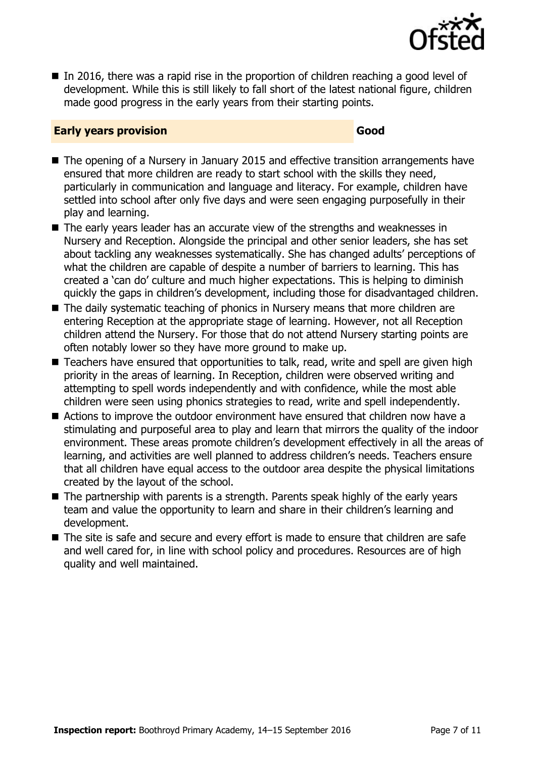- In 2016, there was a rapid rise in the proportion of children reaching a good level of development. While this is still likely to fall short of the latest national figure, children made good progress in the early years from their starting points.

| **Early years provision** | **Good** |
| --- | --- |

- The opening of a Nursery in January 2015 and effective transition arrangements have ensured that more children are ready to start school with the skills they need, particularly in communication and language and literacy. For example, children have settled into school after only five days and were seen engaging purposefully in their play and learning.
- The early years leader has an accurate view of the strengths and weaknesses in Nursery and Reception. Alongside the principal and other senior leaders, she has set about tackling any weaknesses systematically. She has changed adults' perceptions of what the children are capable of despite a number of barriers to learning. This has created a 'can do' culture and much higher expectations. This is helping to diminish quickly the gaps in children's development, including those for disadvantaged children.
- The daily systematic teaching of phonics in Nursery means that more children are entering Reception at the appropriate stage of learning. However, not all Reception children attend the Nursery. For those that do not attend Nursery starting points are often notably lower so they have more ground to make up.
- Teachers have ensured that opportunities to talk, read, write and spell are given high priority in the areas of learning. In Reception, children were observed writing and attempting to spell words independently and with confidence, while the most able children were seen using phonics strategies to read, write and spell independently.
- Actions to improve the outdoor environment have ensured that children now have a stimulating and purposeful area to play and learn that mirrors the quality of the indoor environment. These areas promote children's development effectively in all the areas of learning, and activities are well planned to address children's needs. Teachers ensure that all children have equal access to the outdoor area despite the physical limitations created by the layout of the school.
- The partnership with parents is a strength. Parents speak highly of the early years team and value the opportunity to learn and share in their children's learning and development.
- The site is safe and secure and every effort is made to ensure that children are safe and well cared for, in line with school policy and procedures. Resources are of high quality and well maintained.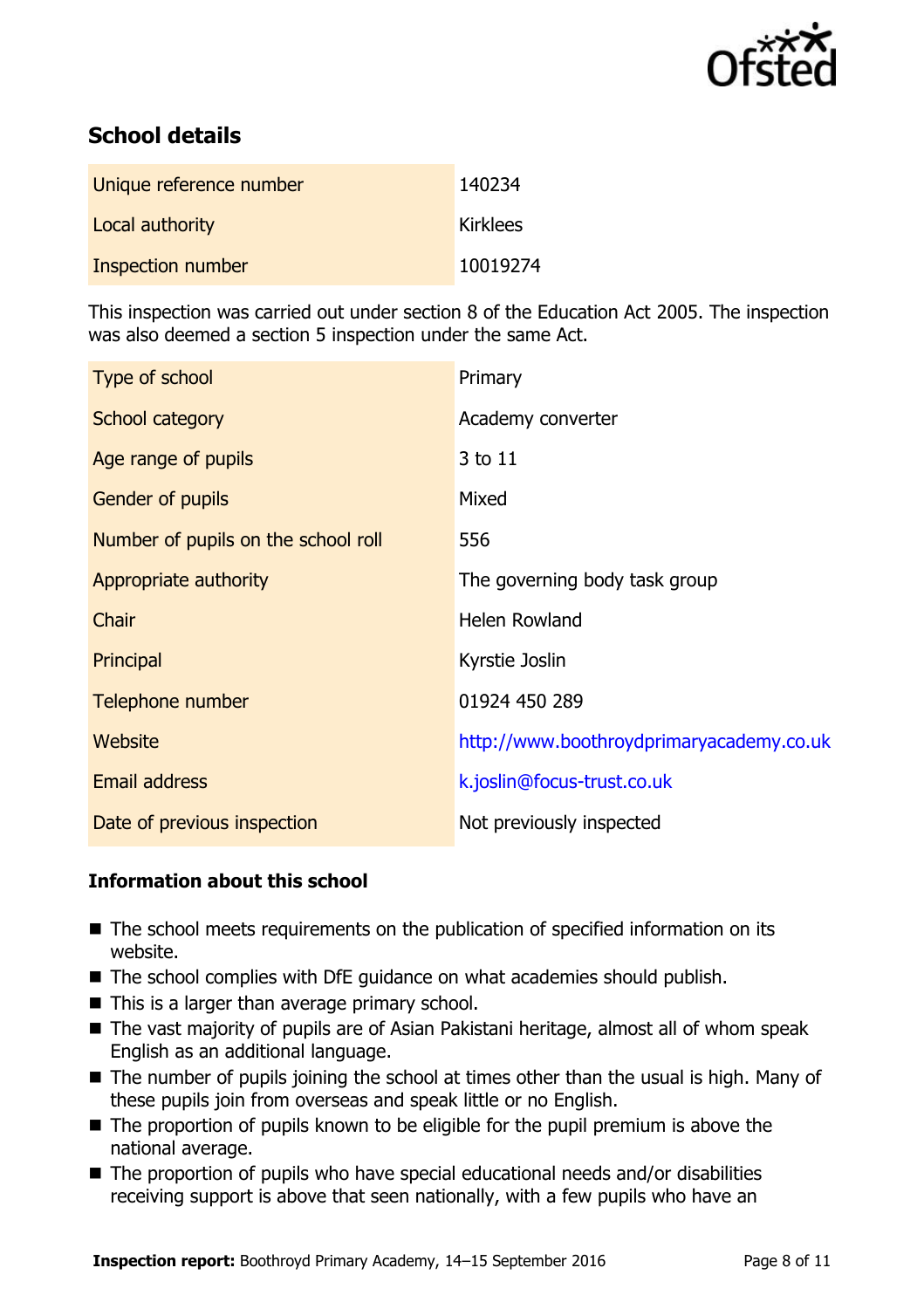## School details

| Unique reference number | 140234 |
| --- | --- |
| Local authority | Kirklees |
| Inspection number | 10019274 |

This inspection was carried out under section 8 of the Education Act 2005. The inspection was also deemed a section 5 inspection under the same Act.

| Type of school | Primary |
| --- | --- |
| School category | Academy converter |
| Age range of pupils | 3 to 11 |
| Gender of pupils | Mixed |
| Number of pupils on the school roll | 556 |
| Appropriate authority | The governing body task group |
| Chair | Helen Rowland |
| Principal | Kyrstie Joslin |
| Telephone number | 01924 450 289 |
| Website | http://www.boothroydprimaryacademy.co.uk |
| Email address | k.joslin@focus-trust.co.uk |
| Date of previous inspection | Not previously inspected |

### Information about this school

- The school meets requirements on the publication of specified information on its website.
- The school complies with DfE guidance on what academies should publish.
- This is a larger than average primary school.
- The vast majority of pupils are of Asian Pakistani heritage, almost all of whom speak English as an additional language.
- The number of pupils joining the school at times other than the usual is high. Many of these pupils join from overseas and speak little or no English.
- The proportion of pupils known to be eligible for the pupil premium is above the national average.
- The proportion of pupils who have special educational needs and/or disabilities receiving support is above that seen nationally, with a few pupils who have an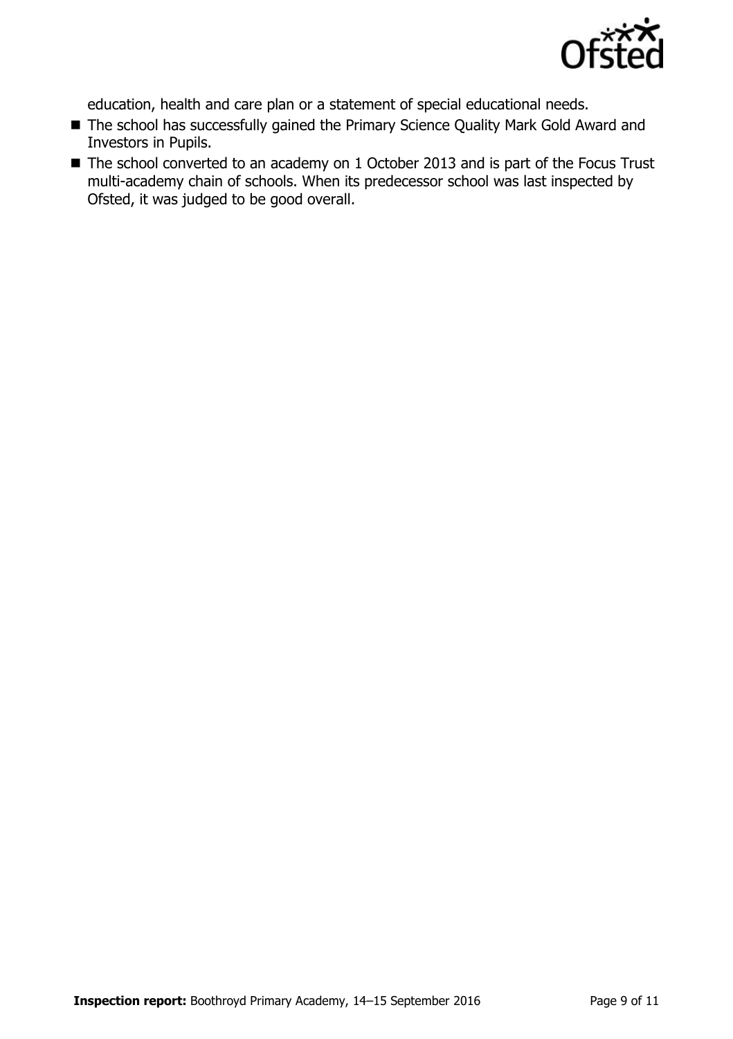education, health and care plan or a statement of special educational needs.

- The school has successfully gained the Primary Science Quality Mark Gold Award and Investors in Pupils.
- The school converted to an academy on 1 October 2013 and is part of the Focus Trust multi-academy chain of schools. When its predecessor school was last inspected by Ofsted, it was judged to be good overall.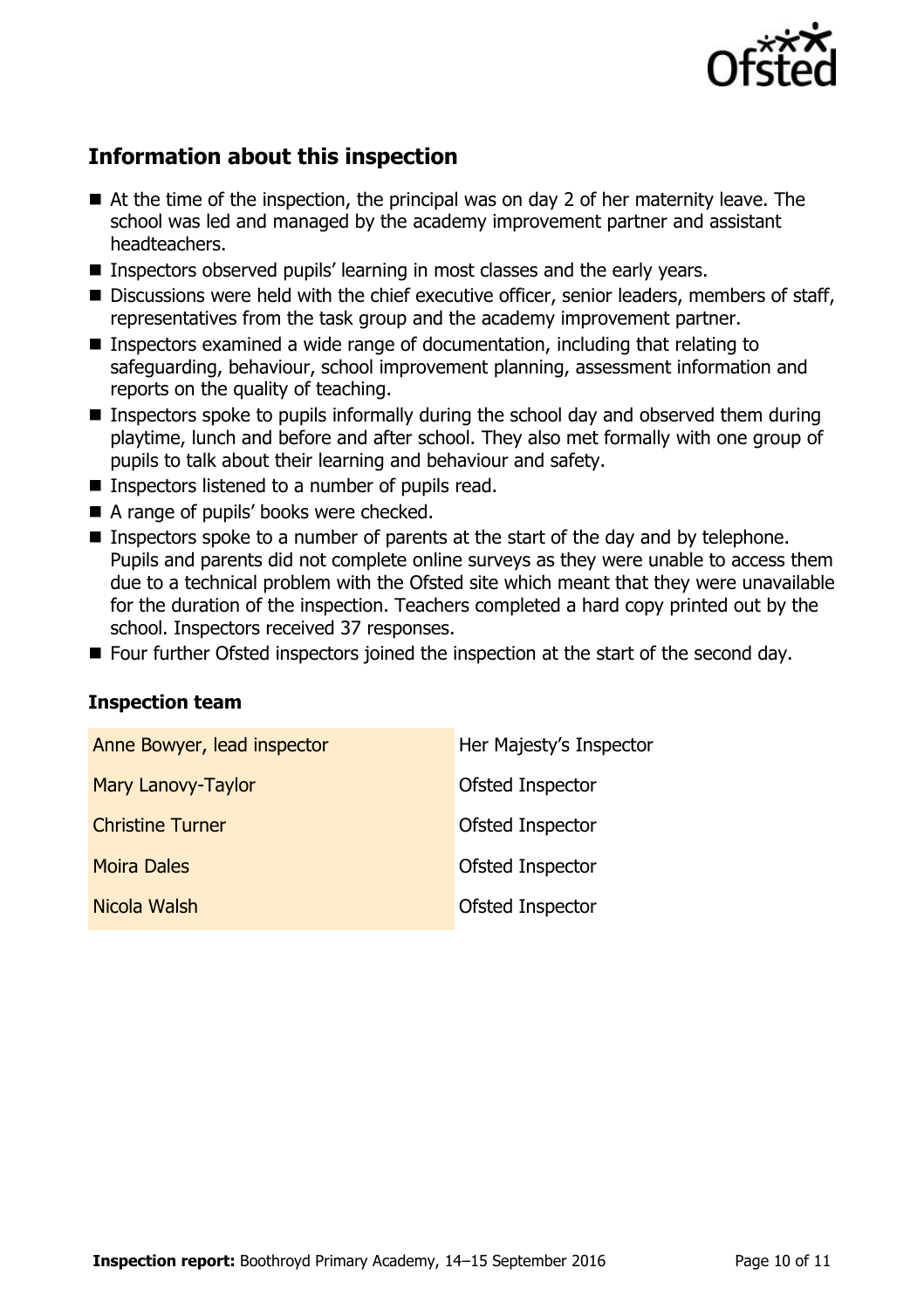## Information about this inspection

- At the time of the inspection, the principal was on day 2 of her maternity leave. The school was led and managed by the academy improvement partner and assistant headteachers.
- Inspectors observed pupils' learning in most classes and the early years.
- Discussions were held with the chief executive officer, senior leaders, members of staff, representatives from the task group and the academy improvement partner.
- Inspectors examined a wide range of documentation, including that relating to safeguarding, behaviour, school improvement planning, assessment information and reports on the quality of teaching.
- Inspectors spoke to pupils informally during the school day and observed them during playtime, lunch and before and after school. They also met formally with one group of pupils to talk about their learning and behaviour and safety.
- Inspectors listened to a number of pupils read.
- A range of pupils' books were checked.
- Inspectors spoke to a number of parents at the start of the day and by telephone. Pupils and parents did not complete online surveys as they were unable to access them due to a technical problem with the Ofsted site which meant that they were unavailable for the duration of the inspection. Teachers completed a hard copy printed out by the school. Inspectors received 37 responses.
- Four further Ofsted inspectors joined the inspection at the start of the second day.

### Inspection team

| | |
|---|---|
| Anne Bowyer, lead inspector | Her Majesty's Inspector |
| Mary Lanovy-Taylor | Ofsted Inspector |
| Christine Turner | Ofsted Inspector |
| Moira Dales | Ofsted Inspector |
| Nicola Walsh | Ofsted Inspector |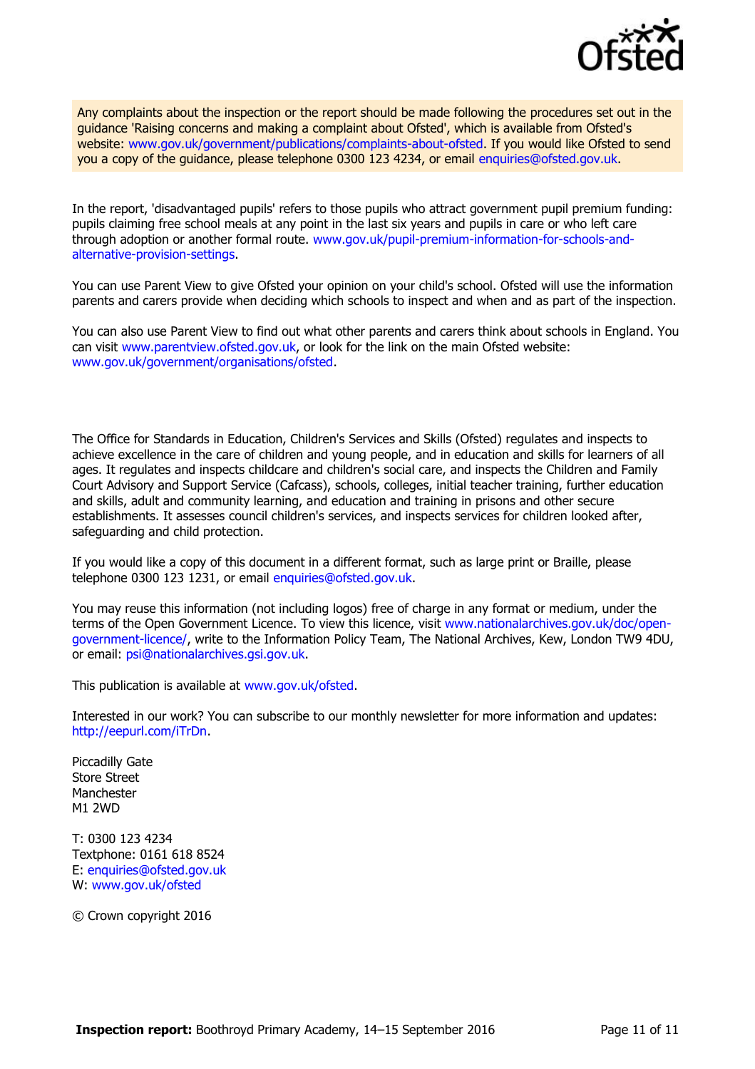Any complaints about the inspection or the report should be made following the procedures set out in the guidance 'Raising concerns and making a complaint about Ofsted', which is available from Ofsted's website: www.gov.uk/government/publications/complaints-about-ofsted. If you would like Ofsted to send you a copy of the guidance, please telephone 0300 123 4234, or email enquiries@ofsted.gov.uk.

In the report, 'disadvantaged pupils' refers to those pupils who attract government pupil premium funding: pupils claiming free school meals at any point in the last six years and pupils in care or who left care through adoption or another formal route. www.gov.uk/pupil-premium-information-for-schools-and-alternative-provision-settings.

You can use Parent View to give Ofsted your opinion on your child's school. Ofsted will use the information parents and carers provide when deciding which schools to inspect and when and as part of the inspection.

You can also use Parent View to find out what other parents and carers think about schools in England. You can visit www.parentview.ofsted.gov.uk, or look for the link on the main Ofsted website: www.gov.uk/government/organisations/ofsted.

The Office for Standards in Education, Children's Services and Skills (Ofsted) regulates and inspects to achieve excellence in the care of children and young people, and in education and skills for learners of all ages. It regulates and inspects childcare and children's social care, and inspects the Children and Family Court Advisory and Support Service (Cafcass), schools, colleges, initial teacher training, further education and skills, adult and community learning, and education and training in prisons and other secure establishments. It assesses council children's services, and inspects services for children looked after, safeguarding and child protection.

If you would like a copy of this document in a different format, such as large print or Braille, please telephone 0300 123 1231, or email enquiries@ofsted.gov.uk.

You may reuse this information (not including logos) free of charge in any format or medium, under the terms of the Open Government Licence. To view this licence, visit www.nationalarchives.gov.uk/doc/open-government-licence/, write to the Information Policy Team, The National Archives, Kew, London TW9 4DU, or email: psi@nationalarchives.gsi.gov.uk.

This publication is available at www.gov.uk/ofsted.

Interested in our work? You can subscribe to our monthly newsletter for more information and updates: http://eepurl.com/iTrDn.

Piccadilly Gate
Store Street
Manchester
M1 2WD

T: 0300 123 4234
Textphone: 0161 618 8524
E: enquiries@ofsted.gov.uk
W: www.gov.uk/ofsted

© Crown copyright 2016